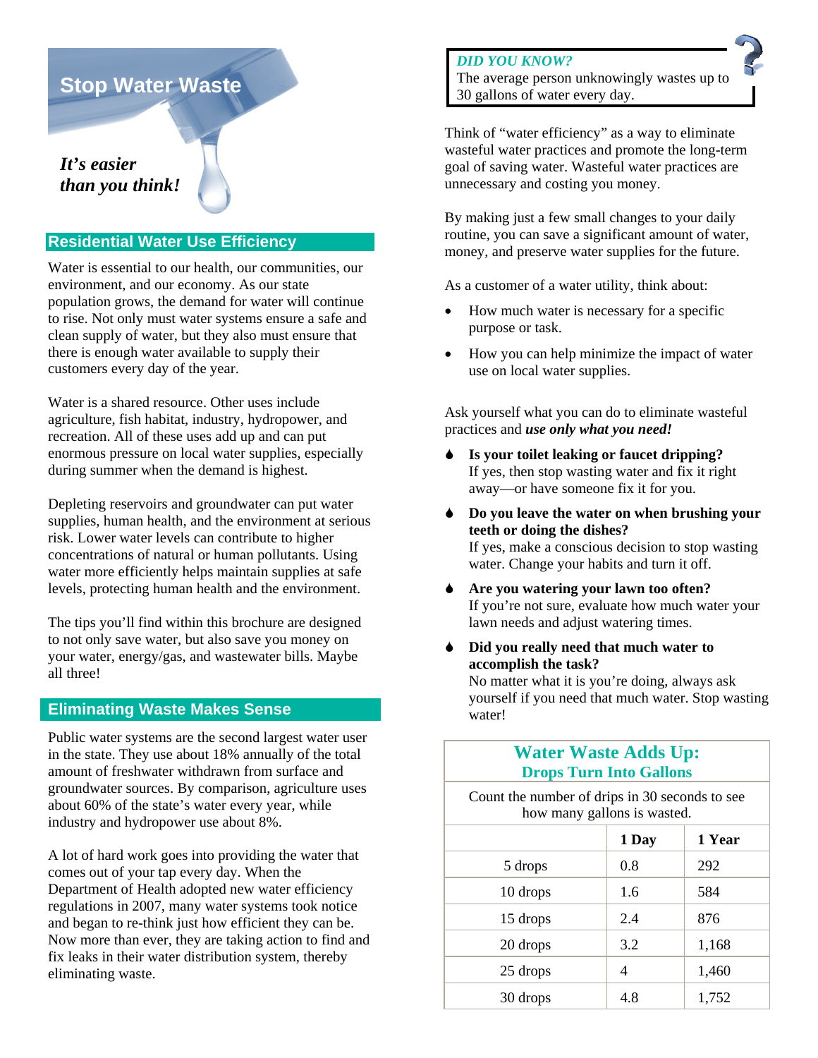# Stop Water Waste

***It's easier than you think!***

## Residential Water Use Efficiency

Water is essential to our health, our communities, our environment, and our economy. As our state population grows, the demand for water will continue to rise. Not only must water systems ensure a safe and clean supply of water, but they also must ensure that there is enough water available to supply their customers every day of the year.

Water is a shared resource. Other uses include agriculture, fish habitat, industry, hydropower, and recreation. All of these uses add up and can put enormous pressure on local water supplies, especially during summer when the demand is highest.

Depleting reservoirs and groundwater can put water supplies, human health, and the environment at serious risk. Lower water levels can contribute to higher concentrations of natural or human pollutants. Using water more efficiently helps maintain supplies at safe levels, protecting human health and the environment.

The tips you'll find within this brochure are designed to not only save water, but also save you money on your water, energy/gas, and wastewater bills. Maybe all three!

## Eliminating Waste Makes Sense

Public water systems are the second largest water user in the state. They use about 18% annually of the total amount of freshwater withdrawn from surface and groundwater sources. By comparison, agriculture uses about 60% of the state's water every year, while industry and hydropower use about 8%.

A lot of hard work goes into providing the water that comes out of your tap every day. When the Department of Health adopted new water efficiency regulations in 2007, many water systems took notice and began to re-think just how efficient they can be. Now more than ever, they are taking action to find and fix leaks in their water distribution system, thereby eliminating waste.

***DID YOU KNOW?***
The average person unknowingly wastes up to 30 gallons of water every day.

Think of "water efficiency" as a way to eliminate wasteful water practices and promote the long-term goal of saving water. Wasteful water practices are unnecessary and costing you money.

By making just a few small changes to your daily routine, you can save a significant amount of water, money, and preserve water supplies for the future.

As a customer of a water utility, think about:

- How much water is necessary for a specific purpose or task.
- How you can help minimize the impact of water use on local water supplies.

Ask yourself what you can do to eliminate wasteful practices and ***use only what you need!***

- **Is your toilet leaking or faucet dripping?**
  If yes, then stop wasting water and fix it right away—or have someone fix it for you.
- **Do you leave the water on when brushing your teeth or doing the dishes?**
  If yes, make a conscious decision to stop wasting water. Change your habits and turn it off.
- **Are you watering your lawn too often?**
  If you're not sure, evaluate how much water your lawn needs and adjust watering times.
- **Did you really need that much water to accomplish the task?**
  No matter what it is you're doing, always ask yourself if you need that much water. Stop wasting water!

### Water Waste Adds Up: Drops Turn Into Gallons

Count the number of drips in 30 seconds to see how many gallons is wasted.

| | 1 Day | 1 Year |
|---|---|---|
| 5 drops | 0.8 | 292 |
| 10 drops | 1.6 | 584 |
| 15 drops | 2.4 | 876 |
| 20 drops | 3.2 | 1,168 |
| 25 drops | 4 | 1,460 |
| 30 drops | 4.8 | 1,752 |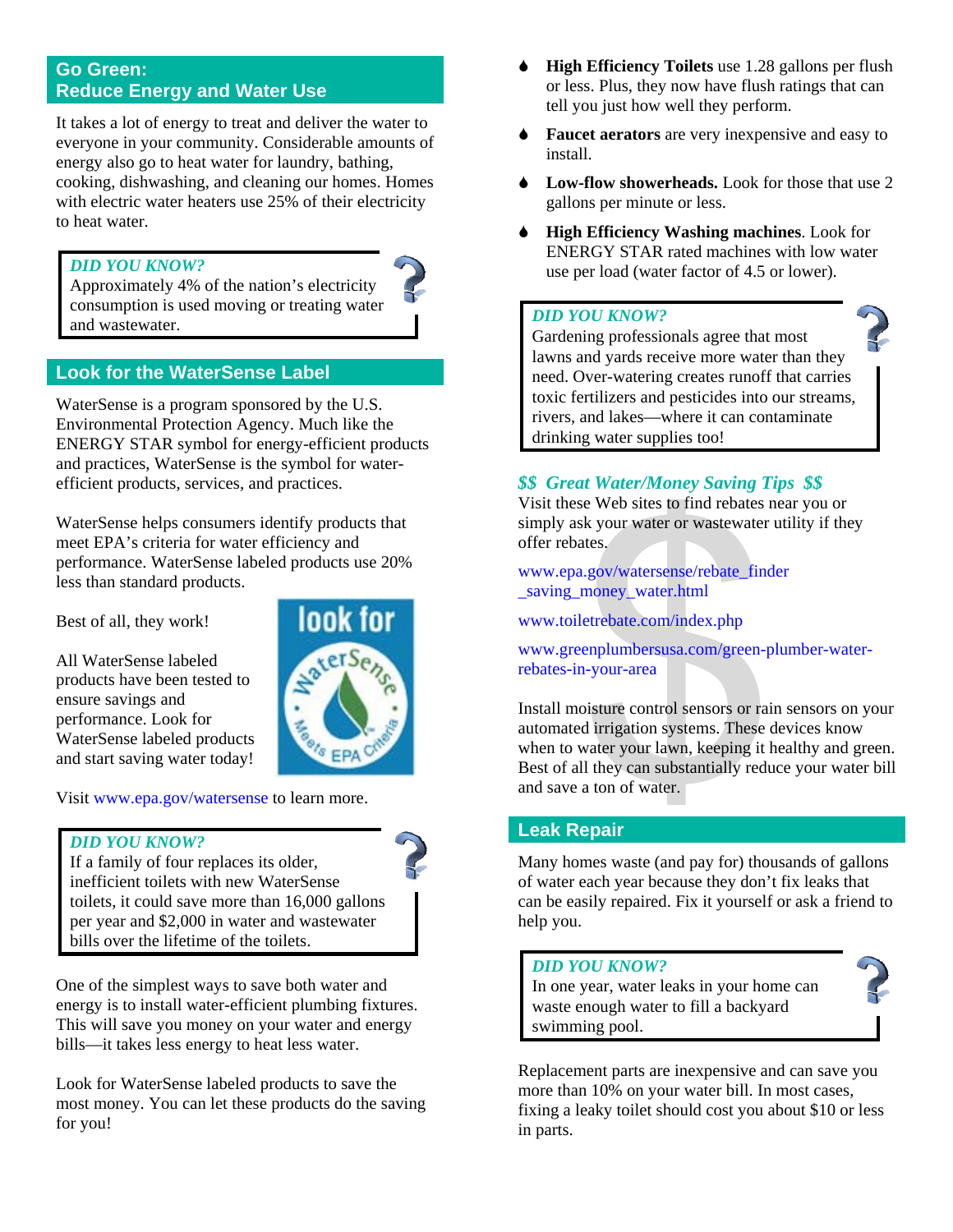## Go Green: Reduce Energy and Water Use

It takes a lot of energy to treat and deliver the water to everyone in your community. Considerable amounts of energy also go to heat water for laundry, bathing, cooking, dishwashing, and cleaning our homes. Homes with electric water heaters use 25% of their electricity to heat water.

> ***DID YOU KNOW?***
> Approximately 4% of the nation's electricity consumption is used moving or treating water and wastewater.

## Look for the WaterSense Label

WaterSense is a program sponsored by the U.S. Environmental Protection Agency. Much like the ENERGY STAR symbol for energy-efficient products and practices, WaterSense is the symbol for water-efficient products, services, and practices.

WaterSense helps consumers identify products that meet EPA's criteria for water efficiency and performance. WaterSense labeled products use 20% less than standard products.

Best of all, they work!

All WaterSense labeled products have been tested to ensure savings and performance. Look for WaterSense labeled products and start saving water today!

Visit www.epa.gov/watersense to learn more.

> ***DID YOU KNOW?***
> If a family of four replaces its older, inefficient toilets with new WaterSense toilets, it could save more than 16,000 gallons per year and $2,000 in water and wastewater bills over the lifetime of the toilets.

One of the simplest ways to save both water and energy is to install water-efficient plumbing fixtures. This will save you money on your water and energy bills—it takes less energy to heat less water.

Look for WaterSense labeled products to save the most money. You can let these products do the saving for you!

- **High Efficiency Toilets** use 1.28 gallons per flush or less. Plus, they now have flush ratings that can tell you just how well they perform.
- **Faucet aerators** are very inexpensive and easy to install.
- **Low-flow showerheads.** Look for those that use 2 gallons per minute or less.
- **High Efficiency Washing machines**. Look for ENERGY STAR rated machines with low water use per load (water factor of 4.5 or lower).

> ***DID YOU KNOW?***
> Gardening professionals agree that most lawns and yards receive more water than they need. Over-watering creates runoff that carries toxic fertilizers and pesticides into our streams, rivers, and lakes—where it can contaminate drinking water supplies too!

### *$$ Great Water/Money Saving Tips $$*

Visit these Web sites to find rebates near you or simply ask your water or wastewater utility if they offer rebates.

www.epa.gov/watersense/rebate_finder_saving_money_water.html

www.toiletrebate.com/index.php

www.greenplumbersusa.com/green-plumber-water-rebates-in-your-area

Install moisture control sensors or rain sensors on your automated irrigation systems. These devices know when to water your lawn, keeping it healthy and green. Best of all they can substantially reduce your water bill and save a ton of water.

## Leak Repair

Many homes waste (and pay for) thousands of gallons of water each year because they don't fix leaks that can be easily repaired. Fix it yourself or ask a friend to help you.

> ***DID YOU KNOW?***
> In one year, water leaks in your home can waste enough water to fill a backyard swimming pool.

Replacement parts are inexpensive and can save you more than 10% on your water bill. In most cases, fixing a leaky toilet should cost you about $10 or less in parts.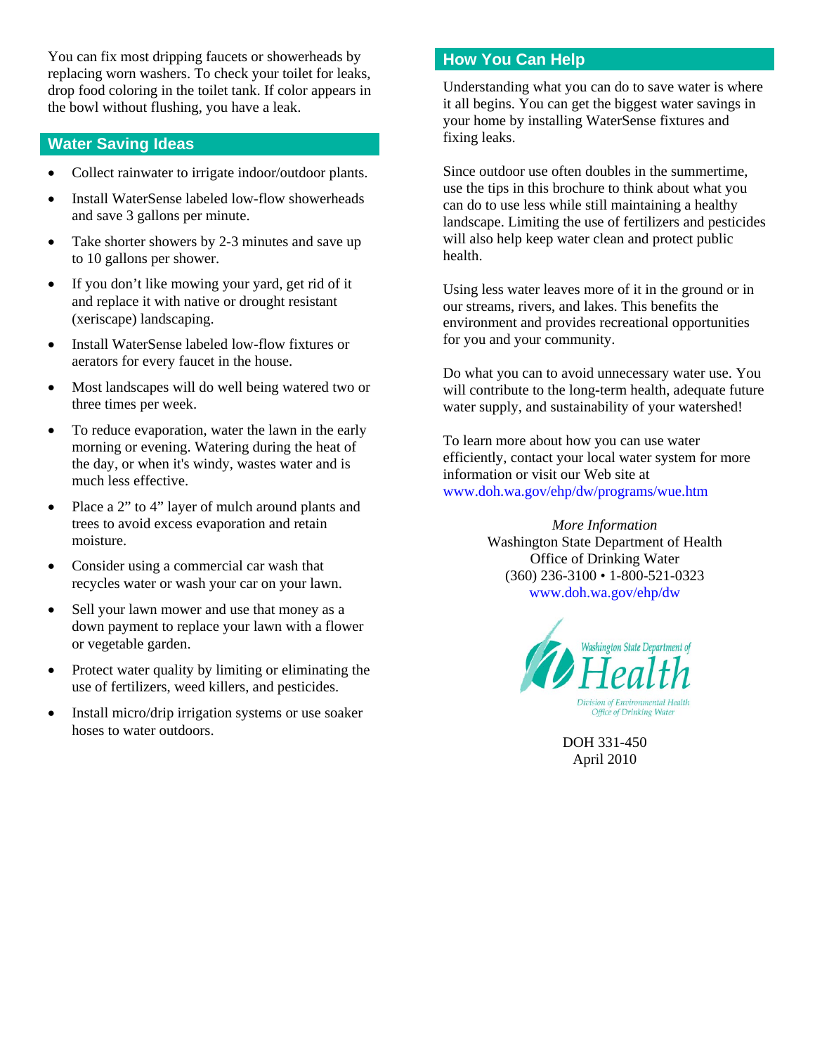You can fix most dripping faucets or showerheads by replacing worn washers. To check your toilet for leaks, drop food coloring in the toilet tank. If color appears in the bowl without flushing, you have a leak.

## Water Saving Ideas

- Collect rainwater to irrigate indoor/outdoor plants.
- Install WaterSense labeled low-flow showerheads and save 3 gallons per minute.
- Take shorter showers by 2-3 minutes and save up to 10 gallons per shower.
- If you don't like mowing your yard, get rid of it and replace it with native or drought resistant (xeriscape) landscaping.
- Install WaterSense labeled low-flow fixtures or aerators for every faucet in the house.
- Most landscapes will do well being watered two or three times per week.
- To reduce evaporation, water the lawn in the early morning or evening. Watering during the heat of the day, or when it's windy, wastes water and is much less effective.
- Place a 2" to 4" layer of mulch around plants and trees to avoid excess evaporation and retain moisture.
- Consider using a commercial car wash that recycles water or wash your car on your lawn.
- Sell your lawn mower and use that money as a down payment to replace your lawn with a flower or vegetable garden.
- Protect water quality by limiting or eliminating the use of fertilizers, weed killers, and pesticides.
- Install micro/drip irrigation systems or use soaker hoses to water outdoors.

## How You Can Help

Understanding what you can do to save water is where it all begins. You can get the biggest water savings in your home by installing WaterSense fixtures and fixing leaks.

Since outdoor use often doubles in the summertime, use the tips in this brochure to think about what you can do to use less while still maintaining a healthy landscape. Limiting the use of fertilizers and pesticides will also help keep water clean and protect public health.

Using less water leaves more of it in the ground or in our streams, rivers, and lakes. This benefits the environment and provides recreational opportunities for you and your community.

Do what you can to avoid unnecessary water use. You will contribute to the long-term health, adequate future water supply, and sustainability of your watershed!

To learn more about how you can use water efficiently, contact your local water system for more information or visit our Web site at www.doh.wa.gov/ehp/dw/programs/wue.htm

*More Information*
Washington State Department of Health
Office of Drinking Water
(360) 236-3100 • 1-800-521-0323
www.doh.wa.gov/ehp/dw

Washington State Department of Health
Division of Environmental Health
Office of Drinking Water

DOH 331-450
April 2010